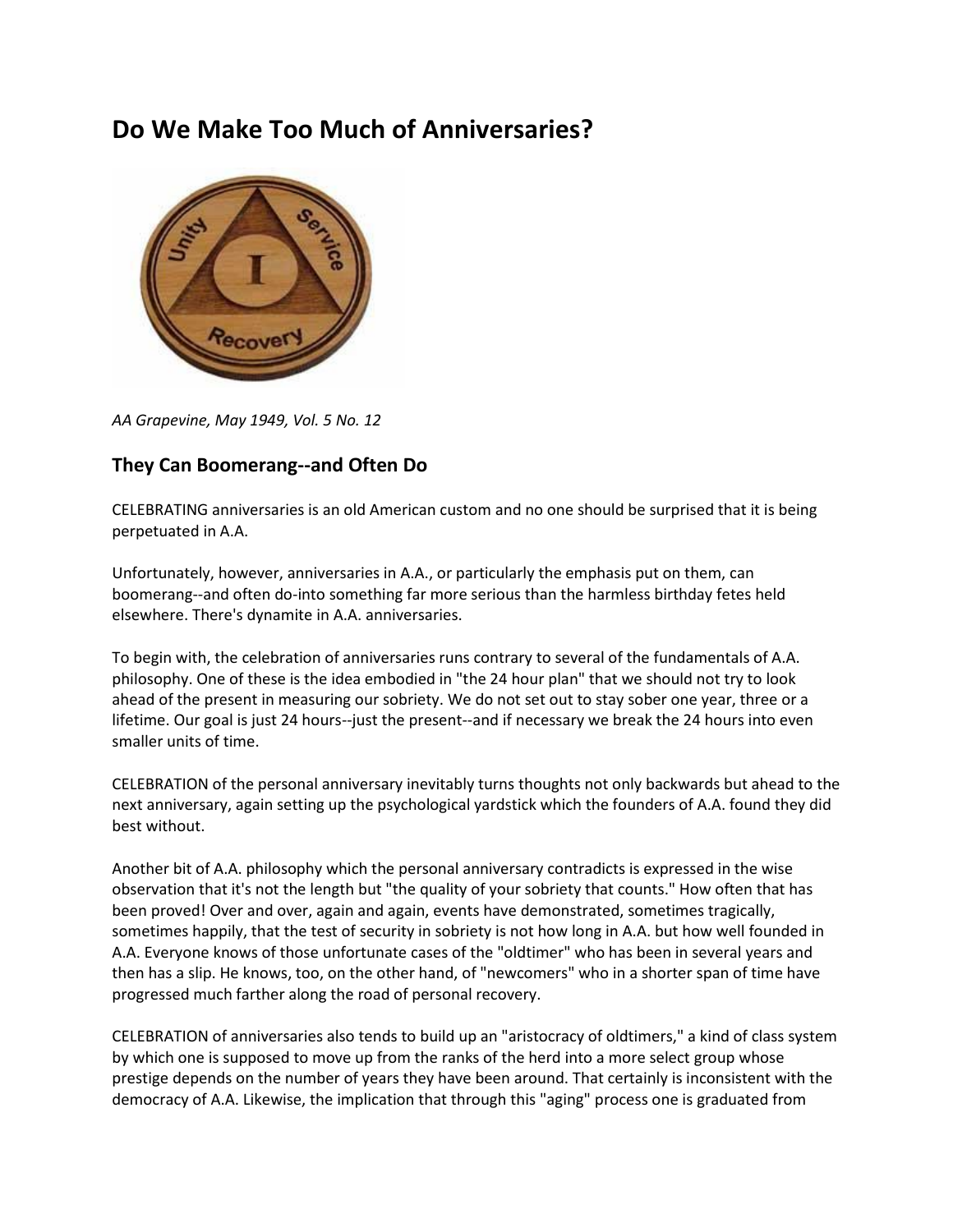# Do We Make Too Much of Anniversaries?

*AA Grapevine, May 1949, Vol. 5 No. 12*

## They Can Boomerang--and Often Do

CELEBRATING anniversaries is an old American custom and no one should be surprised that it is being perpetuated in A.A.

Unfortunately, however, anniversaries in A.A., or particularly the emphasis put on them, can boomerang--and often do-into something far more serious than the harmless birthday fetes held elsewhere. There's dynamite in A.A. anniversaries.

To begin with, the celebration of anniversaries runs contrary to several of the fundamentals of A.A. philosophy. One of these is the idea embodied in "the 24 hour plan" that we should not try to look ahead of the present in measuring our sobriety. We do not set out to stay sober one year, three or a lifetime. Our goal is just 24 hours--just the present--and if necessary we break the 24 hours into even smaller units of time.

CELEBRATION of the personal anniversary inevitably turns thoughts not only backwards but ahead to the next anniversary, again setting up the psychological yardstick which the founders of A.A. found they did best without.

Another bit of A.A. philosophy which the personal anniversary contradicts is expressed in the wise observation that it's not the length but "the quality of your sobriety that counts." How often that has been proved! Over and over, again and again, events have demonstrated, sometimes tragically, sometimes happily, that the test of security in sobriety is not how long in A.A. but how well founded in A.A. Everyone knows of those unfortunate cases of the "oldtimer" who has been in several years and then has a slip. He knows, too, on the other hand, of "newcomers" who in a shorter span of time have progressed much farther along the road of personal recovery.

CELEBRATION of anniversaries also tends to build up an "aristocracy of oldtimers," a kind of class system by which one is supposed to move up from the ranks of the herd into a more select group whose prestige depends on the number of years they have been around. That certainly is inconsistent with the democracy of A.A. Likewise, the implication that through this "aging" process one is graduated from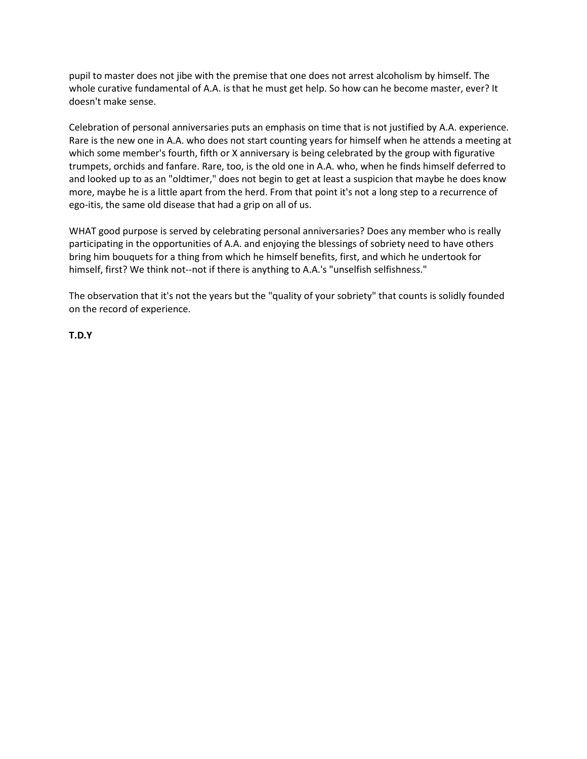pupil to master does not jibe with the premise that one does not arrest alcoholism by himself. The whole curative fundamental of A.A. is that he must get help. So how can he become master, ever? It doesn't make sense.

Celebration of personal anniversaries puts an emphasis on time that is not justified by A.A. experience. Rare is the new one in A.A. who does not start counting years for himself when he attends a meeting at which some member's fourth, fifth or X anniversary is being celebrated by the group with figurative trumpets, orchids and fanfare. Rare, too, is the old one in A.A. who, when he finds himself deferred to and looked up to as an "oldtimer," does not begin to get at least a suspicion that maybe he does know more, maybe he is a little apart from the herd. From that point it's not a long step to a recurrence of ego-itis, the same old disease that had a grip on all of us.

WHAT good purpose is served by celebrating personal anniversaries? Does any member who is really participating in the opportunities of A.A. and enjoying the blessings of sobriety need to have others bring him bouquets for a thing from which he himself benefits, first, and which he undertook for himself, first? We think not--not if there is anything to A.A.'s "unselfish selfishness."

The observation that it's not the years but the "quality of your sobriety" that counts is solidly founded on the record of experience.

**T.D.Y**